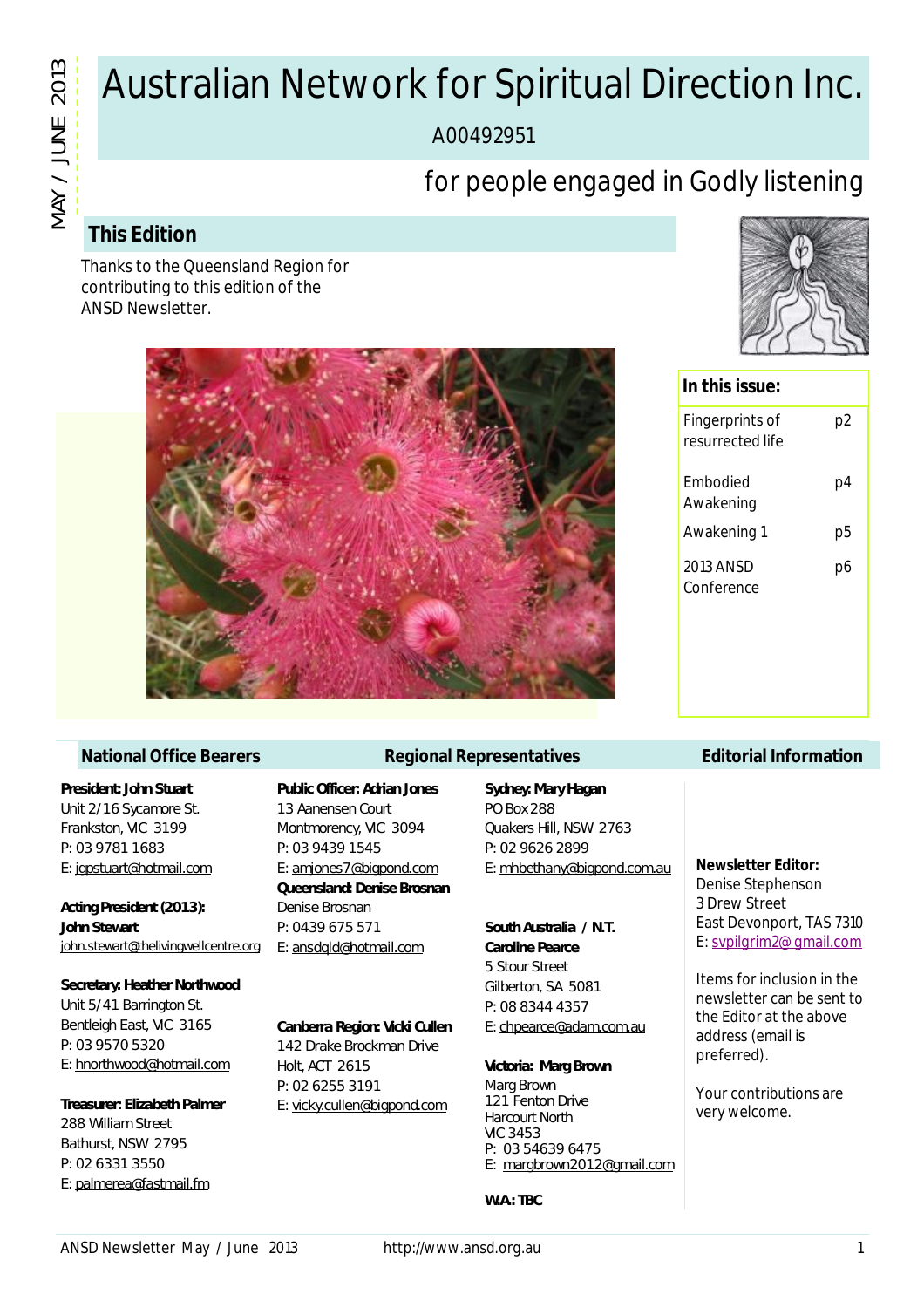MAY / JUNE 2013

# Australian Network for Spiritual Direction Inc.

A00492951

for people engaged in Godly listening

## This Edition

Thanks to the Queensland Region for contributing to this edition of the ANSD Newsletter.

### In this issue:

| | |
|---|---|
| Fingerprints of resurrected life | p2 |
| Embodied Awakening | p4 |
| Awakening 1 | p5 |
| 2013 ANSD Conference | p6 |

## National Office Bearers

**President: John Stuart**
Unit 2/16 Sycamore St.
Frankston, VIC 3199
P: 03 9781 1683
E: jgpstuart@hotmail.com

**Acting President (2013): John Stewart**
john.stewart@thelivingwellcentre.org

**Secretary: Heather Northwood**
Unit 5/41 Barrington St.
Bentleigh East, VIC 3165
P: 03 9570 5320
E: hnorthwood@hotmail.com

**Treasurer: Elizabeth Palmer**
288 William Street
Bathurst, NSW 2795
P: 02 6331 3550
E: palmerea@fastmail.fm

**Public Officer: Adrian Jones**
13 Aanensen Court
Montmorency, VIC 3094
P: 03 9439 1545
E: amjones7@bigpond.com

## Regional Representatives

**Queensland: Denise Brosnan**
Denise Brosnan
P: 0439 675 571
E: ansdqld@hotmail.com

**Canberra Region: Vicki Cullen**
142 Drake Brockman Drive
Holt, ACT 2615
P: 02 6255 3191
E: vicky.cullen@bigpond.com

**Sydney: Mary Hagan**
PO Box 288
Quakers Hill, NSW 2763
P: 02 9626 2899
E: mhbethany@bigpond.com.au

**South Australia / N.T. Caroline Pearce**
5 Stour Street
Gilberton, SA 5081
P: 08 8344 4357
E: chpearce@adam.com.au

**Victoria: Marg Brown**
Marg Brown
121 Fenton Drive
Harcourt North
VIC 3453
P: 03 54639 6475
E: margbrown2012@gmail.com

**W.A.: TBC**

## Editorial Information

**Newsletter Editor:**
Denise Stephenson
3 Drew Street
East Devonport, TAS 7310
E: svpilgrim2@ gmail.com

Items for inclusion in the newsletter can be sent to the Editor at the above address (email is preferred).

Your contributions are very welcome.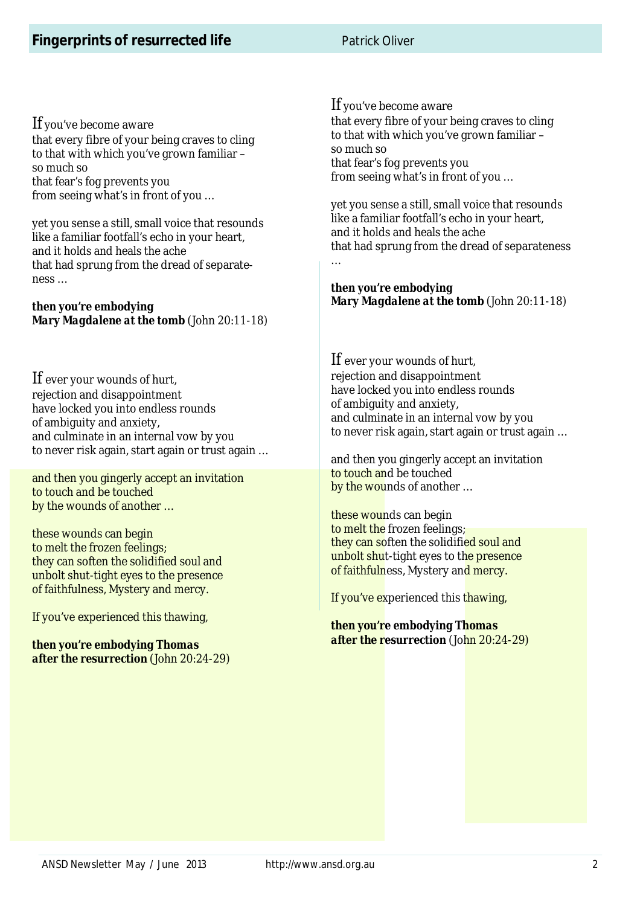## Fingerprints of resurrected life

Patrick Oliver

If you've become aware
that every fibre of your being craves to cling
to that with which you've grown familiar –
so much so
that fear's fog prevents you
from seeing what's in front of you …

yet you sense a still, small voice that resounds
like a familiar footfall's echo in your heart,
and it holds and heals the ache
that had sprung from the dread of separateness …

**then you're embodying**
***Mary Magdalene at the tomb*** (John 20:11-18)

If ever your wounds of hurt,
rejection and disappointment
have locked you into endless rounds
of ambiguity and anxiety,
and culminate in an internal vow by you
to never risk again, start again or trust again …

and then you gingerly accept an invitation
to touch and be touched
by the wounds of another …

these wounds can begin
to melt the frozen feelings;
they can soften the solidified soul and
unbolt shut-tight eyes to the presence
of faithfulness, Mystery and mercy.

If you've experienced this thawing,

**then you're embodying Thomas**
**after the resurrection** (John 20:24-29)

If you've become aware
that every fibre of your being craves to cling
to that with which you've grown familiar –
so much so
that fear's fog prevents you
from seeing what's in front of you …

yet you sense a still, small voice that resounds
like a familiar footfall's echo in your heart,
and it holds and heals the ache
that had sprung from the dread of separateness
…

**then you're embodying**
***Mary Magdalene at the tomb*** (John 20:11-18)

If ever your wounds of hurt,
rejection and disappointment
have locked you into endless rounds
of ambiguity and anxiety,
and culminate in an internal vow by you
to never risk again, start again or trust again …

and then you gingerly accept an invitation
to touch and be touched
by the wounds of another …

these wounds can begin
to melt the frozen feelings;
they can soften the solidified soul and
unbolt shut-tight eyes to the presence
of faithfulness, Mystery and mercy.

If you've experienced this thawing,

**then you're embodying Thomas**
**after the resurrection** (John 20:24-29)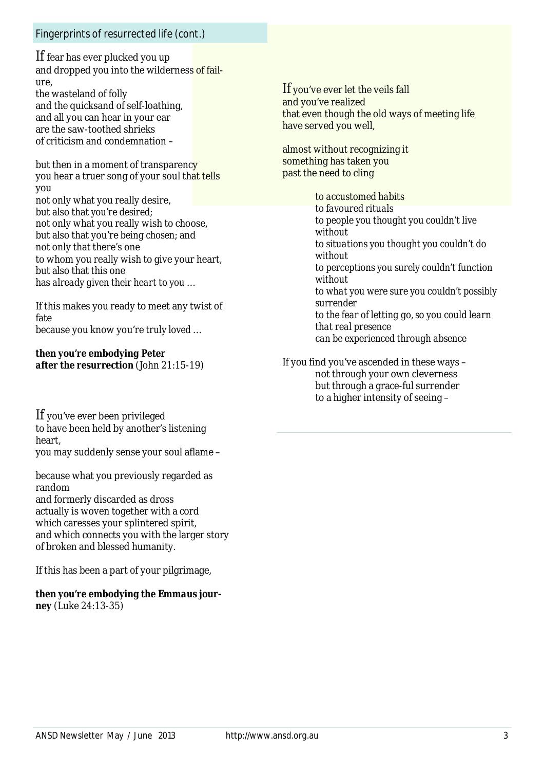## Fingerprints of resurrected life (cont.)

If fear has ever plucked you up
and dropped you into the wilderness of failure,
the wasteland of folly
and the quicksand of self-loathing,
and all you can hear in your ear
are the saw-toothed shrieks
of criticism and condemnation –

but then in a moment of transparency
you hear a truer song of your soul that tells you
not only what you really desire,
but also that you're desired;
not only what you really wish to choose,
but also that you're being chosen; and
not only that there's one
to whom you really wish to give your heart,
but also that this one
has *already* given their heart to you …

If this makes you ready to meet any twist of fate
because you know you're truly loved …

**then you're embodying Peter after the resurrection** (John 21:15-19)

If you've ever been privileged
to have been held by another's listening heart,
you may suddenly sense your soul aflame –

because what you previously regarded as random
and formerly discarded as dross
actually is woven together with a cord
which caresses your splintered spirit,
and which connects you with the larger story
of broken and blessed humanity.

If this has been a part of your pilgrimage,

**then you're embodying the Emmaus journey** (Luke 24:13-35)

If you've ever let the veils fall
and you've realized
that even though the old ways of meeting life
have served you well,

almost without recognizing it
something has taken you
past the need to cling

> to accustomed habits
> to favoured rituals
> to people you thought you couldn't live without
> to situations you thought you couldn't do without
> to perceptions you surely couldn't function without
> to what you were sure you couldn't possibly surrender
> to the fear of letting go, so you could learn that real presence
> can be experienced through absence

If you find you've ascended in these ways –
> not through your own cleverness
> but through a grace-ful surrender
> to a higher intensity of seeing –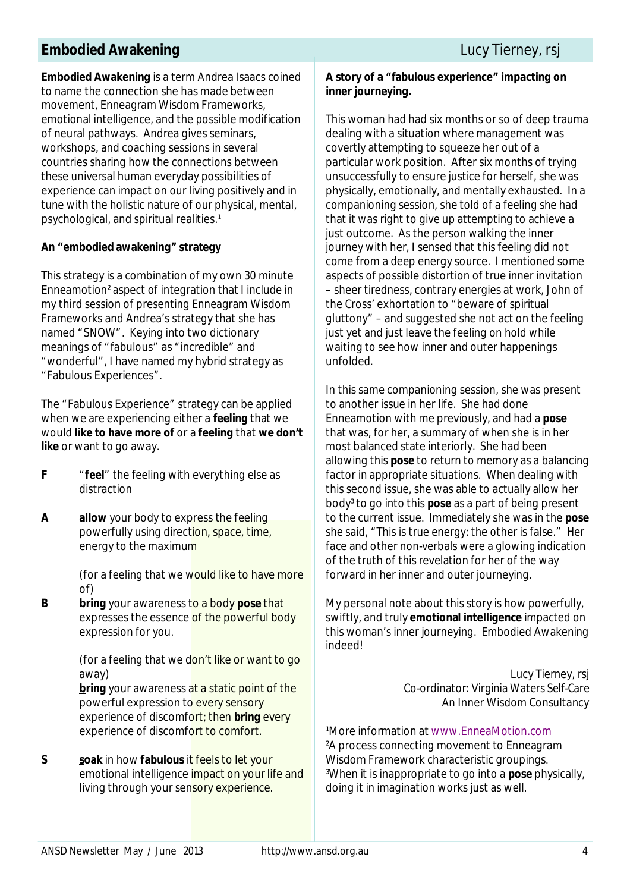## Embodied Awakening

Lucy Tierney, rsj

**Embodied Awakening** is a term Andrea Isaacs coined to name the connection she has made between movement, Enneagram Wisdom Frameworks, emotional intelligence, and the possible modification of neural pathways. Andrea gives seminars, workshops, and coaching sessions in several countries sharing how the connections between these universal human everyday possibilities of experience can impact on our living positively and in tune with the holistic nature of our physical, mental, psychological, and spiritual realities.[1]

**An "embodied awakening" strategy**

This strategy is a combination of my own 30 minute Enneamotion[2] aspect of integration that I include in my third session of presenting Enneagram Wisdom Frameworks and Andrea's strategy that she has named "SNOW". Keying into two dictionary meanings of "fabulous" as "incredible" and "wonderful", I have named my hybrid strategy as "Fabulous Experiences".

The "Fabulous Experience" strategy can be applied when we are experiencing either a **feeling** that we would **like to have more of** or a **feeling** that **we don't like** or want to go away.

**F** "**feel**" the feeling with everything else as distraction

**A** **allow** your body to express the feeling powerfully using direction, space, time, energy to the maximum

(for a feeling that we would like to have more of)

**B** **bring** your awareness to a body **pose** that expresses the essence of the powerful body expression for you.

(for a feeling that we don't like or want to go away)

**bring** your awareness at a static point of the powerful expression to every sensory experience of discomfort; then **bring** every experience of discomfort to comfort.

**S** **soak** in how **fabulous** it feels to let your emotional intelligence impact on your life and living through your sensory experience.

**A story of a "fabulous experience" impacting on inner journeying.**

This woman had had six months or so of deep trauma dealing with a situation where management was covertly attempting to squeeze her out of a particular work position. After six months of trying unsuccessfully to ensure justice for herself, she was physically, emotionally, and mentally exhausted. In a companioning session, she told of a feeling she had that it was right to give up attempting to achieve a just outcome. As the person walking the inner journey with her, I sensed that this feeling did not come from a deep energy source. I mentioned some aspects of possible distortion of true inner invitation – sheer tiredness, contrary energies at work, John of the Cross' exhortation to "beware of spiritual gluttony" – and suggested she not act on the feeling just yet and just leave the feeling on hold while waiting to see how inner and outer happenings unfolded.

In this same companioning session, she was present to another issue in her life. She had done Enneamotion with me previously, and had a **pose** that was, for her, a summary of when she is in her most balanced state interiorly. She had been allowing this **pose** to return to memory as a balancing factor in appropriate situations. When dealing with this second issue, she was able to actually allow her body[3] to go into this **pose** as a part of being present to the current issue. Immediately she was in the **pose** she said, "This is true energy: the other is false." Her face and other non-verbals were a glowing indication of the truth of this revelation for her of the way forward in her inner and outer journeying.

My personal note about this story is how powerfully, swiftly, and truly **emotional intelligence** impacted on this woman's inner journeying. Embodied Awakening indeed!

Lucy Tierney, rsj
Co-ordinator: Virginia Waters Self-Care
An Inner Wisdom Consultancy

[1]More information at www.EnneaMotion.com
[2]A process connecting movement to Enneagram Wisdom Framework characteristic groupings.
[3]When it is inappropriate to go into a **pose** physically, doing it in imagination works just as well.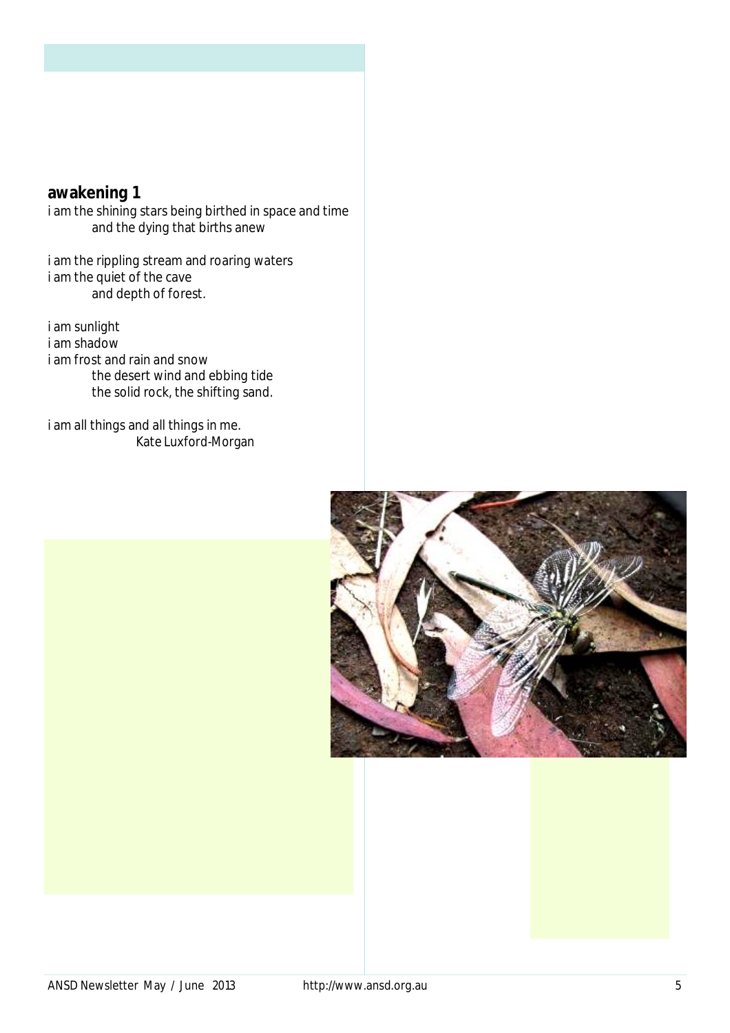## awakening 1

i am the shining stars being birthed in space and time
    and the dying that births anew

i am the rippling stream and roaring waters
i am the quiet of the cave
    and depth of forest.

i am sunlight
i am shadow
i am frost and rain and snow
    the desert wind and ebbing tide
    the solid rock, the shifting sand.

i am all things and all things in me.

Kate Luxford-Morgan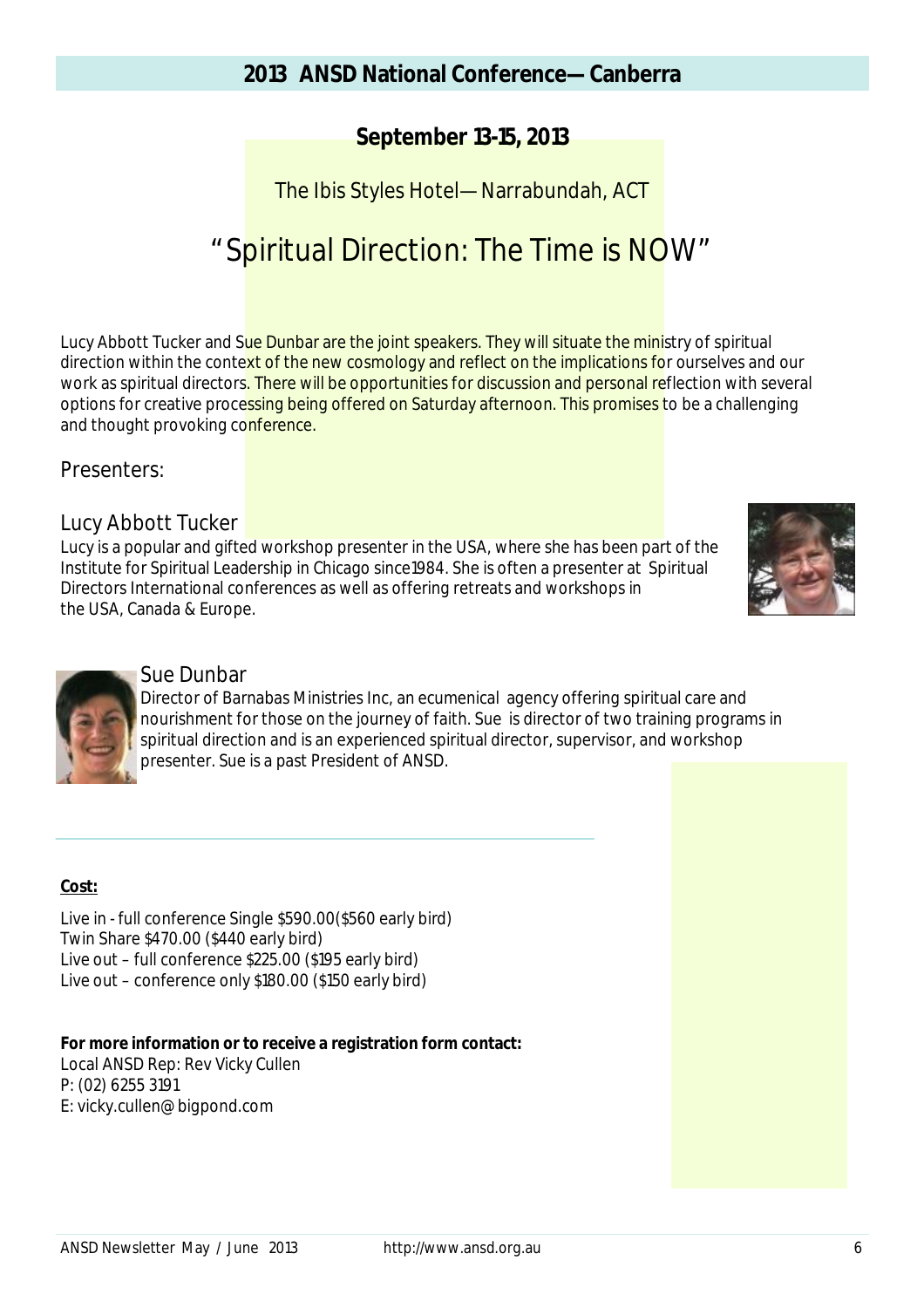## 2013 ANSD National Conference— Canberra

**September 13-15, 2013**

The Ibis Styles Hotel— Narrabundah, ACT

# "Spiritual Direction: The Time is NOW"

Lucy Abbott Tucker and Sue Dunbar are the joint speakers. They will situate the ministry of spiritual direction within the context of the new cosmology and reflect on the implications for ourselves and our work as spiritual directors. There will be opportunities for discussion and personal reflection with several options for creative processing being offered on Saturday afternoon. This promises to be a challenging and thought provoking conference.

## Presenters:

### Lucy Abbott Tucker

Lucy is a popular and gifted workshop presenter in the USA, where she has been part of the Institute for Spiritual Leadership in Chicago since1984. She is often a presenter at Spiritual Directors International conferences as well as offering retreats and workshops in the USA, Canada & Europe.

### Sue Dunbar

Director of Barnabas Ministries Inc, an ecumenical agency offering spiritual care and nourishment for those on the journey of faith. Sue is director of two training programs in spiritual direction and is an experienced spiritual director, supervisor, and workshop presenter. Sue is a past President of ANSD.

**Cost:**

Live in - full conference Single $590.00($560 early bird)
Twin Share $470.00 ($440 early bird)
Live out – full conference $225.00 ($195 early bird)
Live out – conference only $180.00 ($150 early bird)

**For more information or to receive a registration form contact:**
Local ANSD Rep: Rev Vicky Cullen
P: (02) 6255 3191
E: vicky.cullen@bigpond.com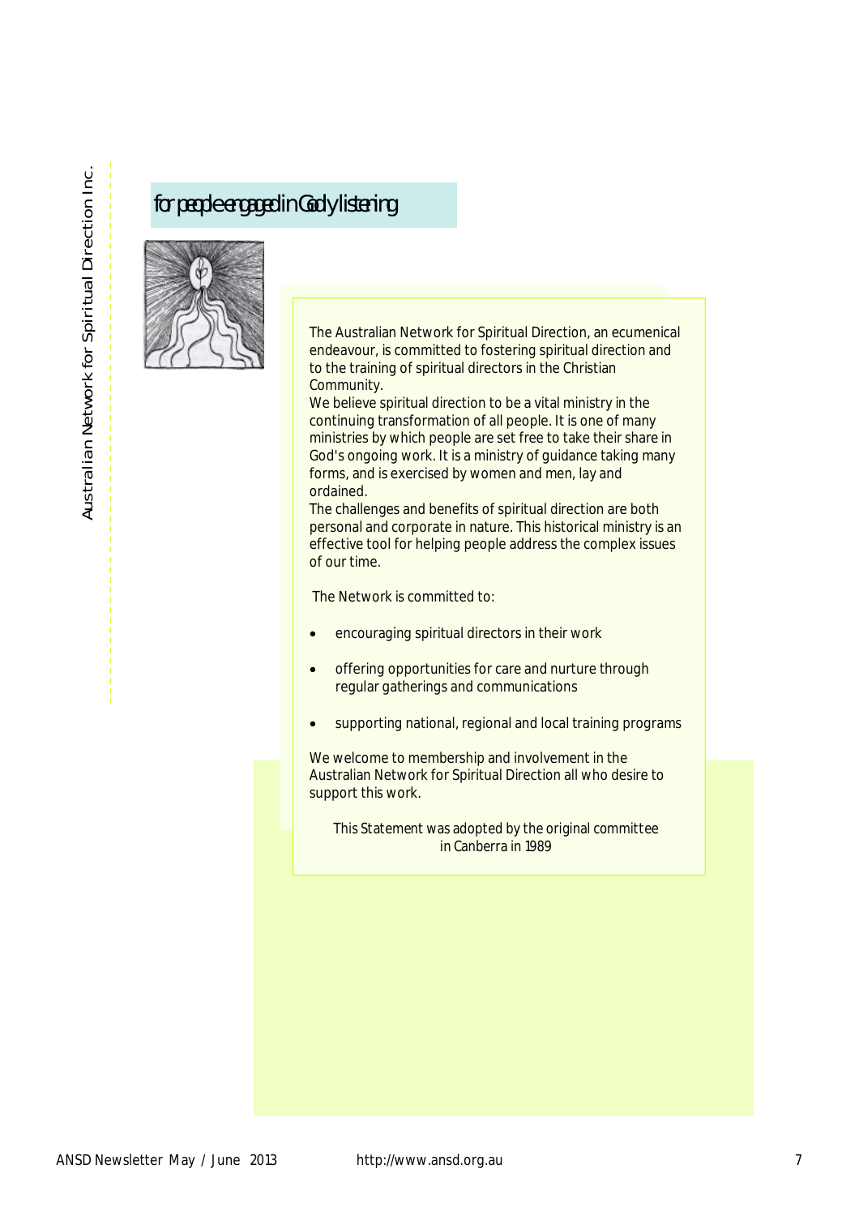Australian Network for Spiritual Direction Inc.

## for people engaged in Godly listening

The Australian Network for Spiritual Direction, an ecumenical endeavour, is committed to fostering spiritual direction and to the training of spiritual directors in the Christian Community.

We believe spiritual direction to be a vital ministry in the continuing transformation of all people. It is one of many ministries by which people are set free to take their share in God's ongoing work. It is a ministry of guidance taking many forms, and is exercised by women and men, lay and ordained.

The challenges and benefits of spiritual direction are both personal and corporate in nature. This historical ministry is an effective tool for helping people address the complex issues of our time.

The Network is committed to:

- encouraging spiritual directors in their work
- offering opportunities for care and nurture through regular gatherings and communications
- supporting national, regional and local training programs

We welcome to membership and involvement in the Australian Network for Spiritual Direction all who desire to support this work.

*This Statement was adopted by the original committee in Canberra in 1989*